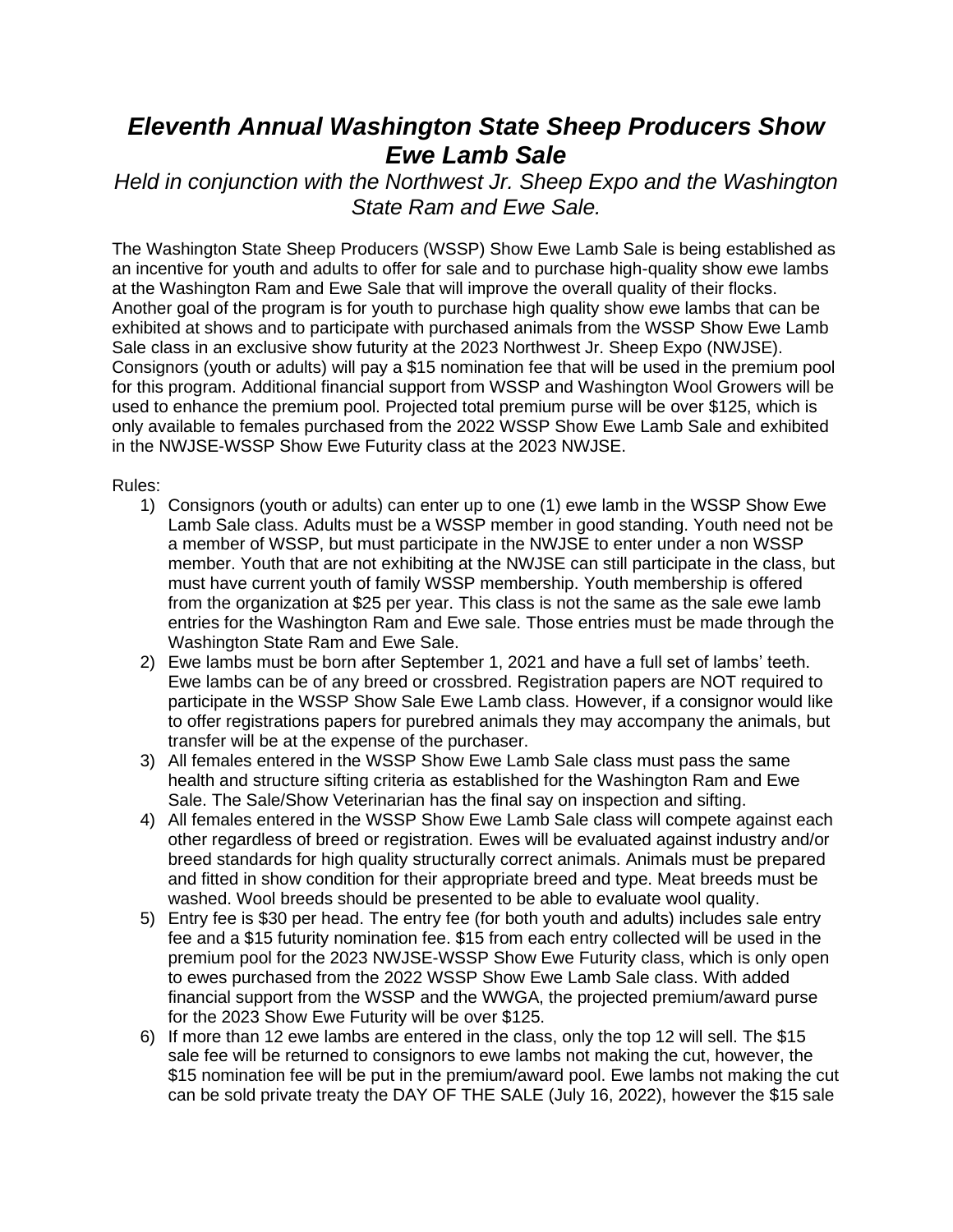# *Eleventh Annual Washington State Sheep Producers Show Ewe Lamb Sale*

*Held in conjunction with the Northwest Jr. Sheep Expo and the Washington State Ram and Ewe Sale.*

The Washington State Sheep Producers (WSSP) Show Ewe Lamb Sale is being established as an incentive for youth and adults to offer for sale and to purchase high-quality show ewe lambs at the Washington Ram and Ewe Sale that will improve the overall quality of their flocks. Another goal of the program is for youth to purchase high quality show ewe lambs that can be exhibited at shows and to participate with purchased animals from the WSSP Show Ewe Lamb Sale class in an exclusive show futurity at the 2023 Northwest Jr. Sheep Expo (NWJSE). Consignors (youth or adults) will pay a $15 nomination fee that will be used in the premium pool for this program. Additional financial support from WSSP and Washington Wool Growers will be used to enhance the premium pool. Projected total premium purse will be over $125, which is only available to females purchased from the 2022 WSSP Show Ewe Lamb Sale and exhibited in the NWJSE-WSSP Show Ewe Futurity class at the 2023 NWJSE.

Rules:

1) Consignors (youth or adults) can enter up to one (1) ewe lamb in the WSSP Show Ewe Lamb Sale class. Adults must be a WSSP member in good standing. Youth need not be a member of WSSP, but must participate in the NWJSE to enter under a non WSSP member. Youth that are not exhibiting at the NWJSE can still participate in the class, but must have current youth of family WSSP membership. Youth membership is offered from the organization at $25 per year. This class is not the same as the sale ewe lamb entries for the Washington Ram and Ewe sale. Those entries must be made through the Washington State Ram and Ewe Sale.
2) Ewe lambs must be born after September 1, 2021 and have a full set of lambs' teeth. Ewe lambs can be of any breed or crossbred. Registration papers are NOT required to participate in the WSSP Show Sale Ewe Lamb class. However, if a consignor would like to offer registrations papers for purebred animals they may accompany the animals, but transfer will be at the expense of the purchaser.
3) All females entered in the WSSP Show Ewe Lamb Sale class must pass the same health and structure sifting criteria as established for the Washington Ram and Ewe Sale. The Sale/Show Veterinarian has the final say on inspection and sifting.
4) All females entered in the WSSP Show Ewe Lamb Sale class will compete against each other regardless of breed or registration. Ewes will be evaluated against industry and/or breed standards for high quality structurally correct animals. Animals must be prepared and fitted in show condition for their appropriate breed and type. Meat breeds must be washed. Wool breeds should be presented to be able to evaluate wool quality.
5) Entry fee is $30 per head. The entry fee (for both youth and adults) includes sale entry fee and a $15 futurity nomination fee. $15 from each entry collected will be used in the premium pool for the 2023 NWJSE-WSSP Show Ewe Futurity class, which is only open to ewes purchased from the 2022 WSSP Show Ewe Lamb Sale class. With added financial support from the WSSP and the WWGA, the projected premium/award purse for the 2023 Show Ewe Futurity will be over $125.
6) If more than 12 ewe lambs are entered in the class, only the top 12 will sell. The $15 sale fee will be returned to consignors to ewe lambs not making the cut, however, the $15 nomination fee will be put in the premium/award pool. Ewe lambs not making the cut can be sold private treaty the DAY OF THE SALE (July 16, 2022), however the $15 sale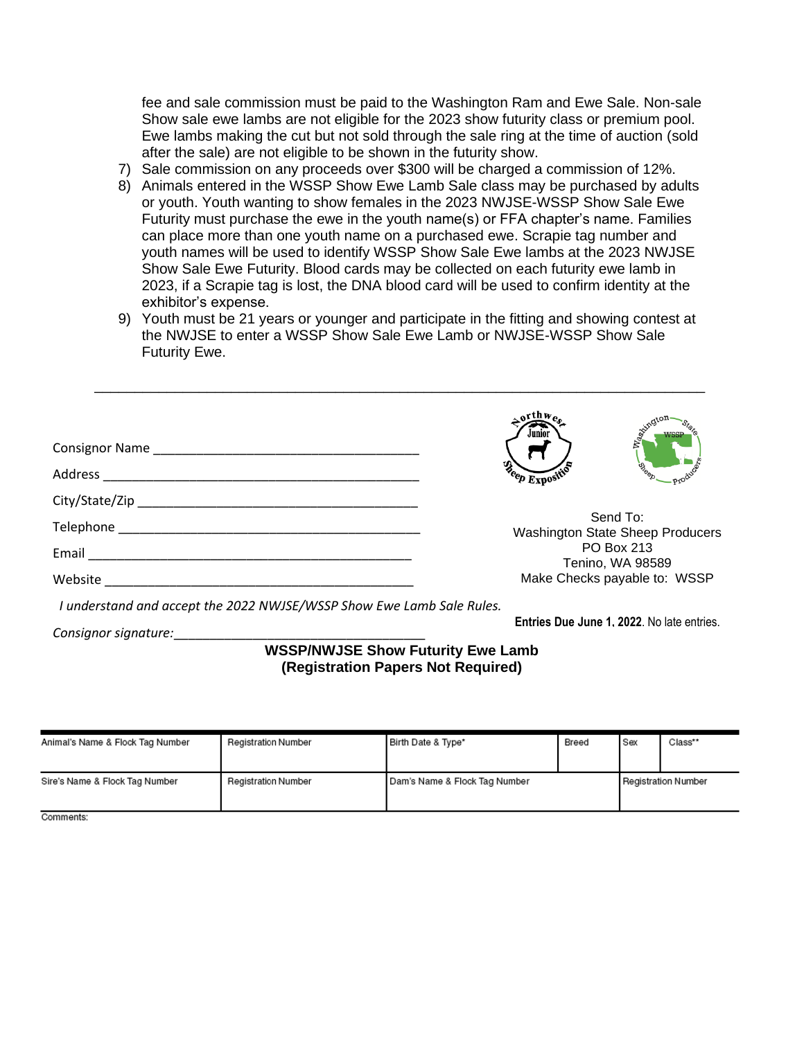fee and sale commission must be paid to the Washington Ram and Ewe Sale. Non-sale Show sale ewe lambs are not eligible for the 2023 show futurity class or premium pool. Ewe lambs making the cut but not sold through the sale ring at the time of auction (sold after the sale) are not eligible to be shown in the futurity show.

7) Sale commission on any proceeds over $300 will be charged a commission of 12%.
8) Animals entered in the WSSP Show Ewe Lamb Sale class may be purchased by adults or youth. Youth wanting to show females in the 2023 NWJSE-WSSP Show Sale Ewe Futurity must purchase the ewe in the youth name(s) or FFA chapter's name. Families can place more than one youth name on a purchased ewe. Scrapie tag number and youth names will be used to identify WSSP Show Sale Ewe lambs at the 2023 NWJSE Show Sale Ewe Futurity. Blood cards may be collected on each futurity ewe lamb in 2023, if a Scrapie tag is lost, the DNA blood card will be used to confirm identity at the exhibitor's expense.
9) Youth must be 21 years or younger and participate in the fitting and showing contest at the NWJSE to enter a WSSP Show Sale Ewe Lamb or NWJSE-WSSP Show Sale Futurity Ewe.

---

Consignor Name ______________________________________

Address ______________________________________

City/State/Zip ______________________________________

Telephone ______________________________________

Email ______________________________________

Website ______________________________________

Send To:
Washington State Sheep Producers
PO Box 213
Tenino, WA 98589
Make Checks payable to: WSSP

*I understand and accept the 2022 NWJSE/WSSP Show Ewe Lamb Sale Rules.*

*Consignor signature:*______________________________________

**Entries Due June 1, 2022**. No late entries.

**WSSP/NWJSE Show Futurity Ewe Lamb**
**(Registration Papers Not Required)**

| Animal's Name & Flock Tag Number | Registration Number | Birth Date & Type* | Breed | Sex | Class** |
|---|---|---|---|---|---|
| | | | | | |
| Sire's Name & Flock Tag Number | Registration Number | Dam's Name & Flock Tag Number | | Registration Number | |
| | | | | | |

Comments: